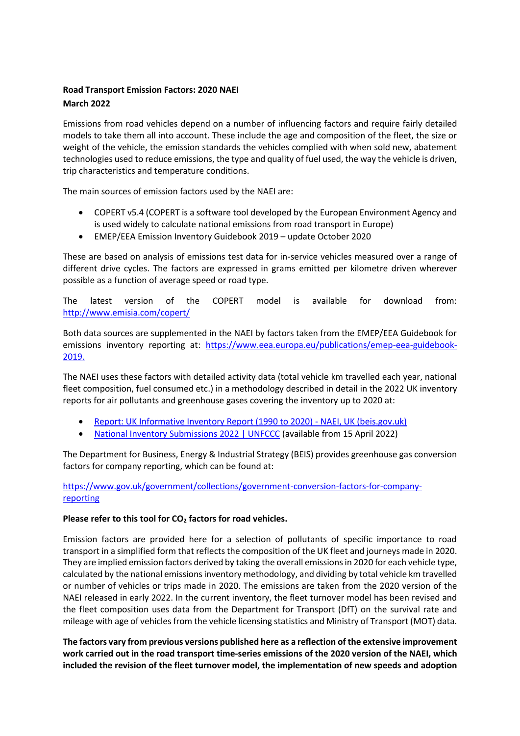**Road Transport Emission Factors: 2020 NAEI**
**March 2022**

Emissions from road vehicles depend on a number of influencing factors and require fairly detailed models to take them all into account. These include the age and composition of the fleet, the size or weight of the vehicle, the emission standards the vehicles complied with when sold new, abatement technologies used to reduce emissions, the type and quality of fuel used, the way the vehicle is driven, trip characteristics and temperature conditions.

The main sources of emission factors used by the NAEI are:

- COPERT v5.4 (COPERT is a software tool developed by the European Environment Agency and is used widely to calculate national emissions from road transport in Europe)
- EMEP/EEA Emission Inventory Guidebook 2019 – update October 2020

These are based on analysis of emissions test data for in-service vehicles measured over a range of different drive cycles. The factors are expressed in grams emitted per kilometre driven wherever possible as a function of average speed or road type.

The latest version of the COPERT model is available for download from: [http://www.emisia.com/copert/](http://www.emisia.com/copert/)

Both data sources are supplemented in the NAEI by factors taken from the EMEP/EEA Guidebook for emissions inventory reporting at: [https://www.eea.europa.eu/publications/emep-eea-guidebook-2019.](https://www.eea.europa.eu/publications/emep-eea-guidebook-2019)

The NAEI uses these factors with detailed activity data (total vehicle km travelled each year, national fleet composition, fuel consumed etc.) in a methodology described in detail in the 2022 UK inventory reports for air pollutants and greenhouse gases covering the inventory up to 2020 at:

- Report: UK Informative Inventory Report (1990 to 2020) - NAEI, UK (beis.gov.uk)
- National Inventory Submissions 2022 | UNFCCC (available from 15 April 2022)

The Department for Business, Energy & Industrial Strategy (BEIS) provides greenhouse gas conversion factors for company reporting, which can be found at:

[https://www.gov.uk/government/collections/government-conversion-factors-for-company-reporting](https://www.gov.uk/government/collections/government-conversion-factors-for-company-reporting)

**Please refer to this tool for $CO_2$ factors for road vehicles.**

Emission factors are provided here for a selection of pollutants of specific importance to road transport in a simplified form that reflects the composition of the UK fleet and journeys made in 2020. They are implied emission factors derived by taking the overall emissions in 2020 for each vehicle type, calculated by the national emissions inventory methodology, and dividing by total vehicle km travelled or number of vehicles or trips made in 2020. The emissions are taken from the 2020 version of the NAEI released in early 2022. In the current inventory, the fleet turnover model has been revised and the fleet composition uses data from the Department for Transport (DfT) on the survival rate and mileage with age of vehicles from the vehicle licensing statistics and Ministry of Transport (MOT) data.

**The factors vary from previous versions published here as a reflection of the extensive improvement work carried out in the road transport time-series emissions of the 2020 version of the NAEI, which included the revision of the fleet turnover model, the implementation of new speeds and adoption**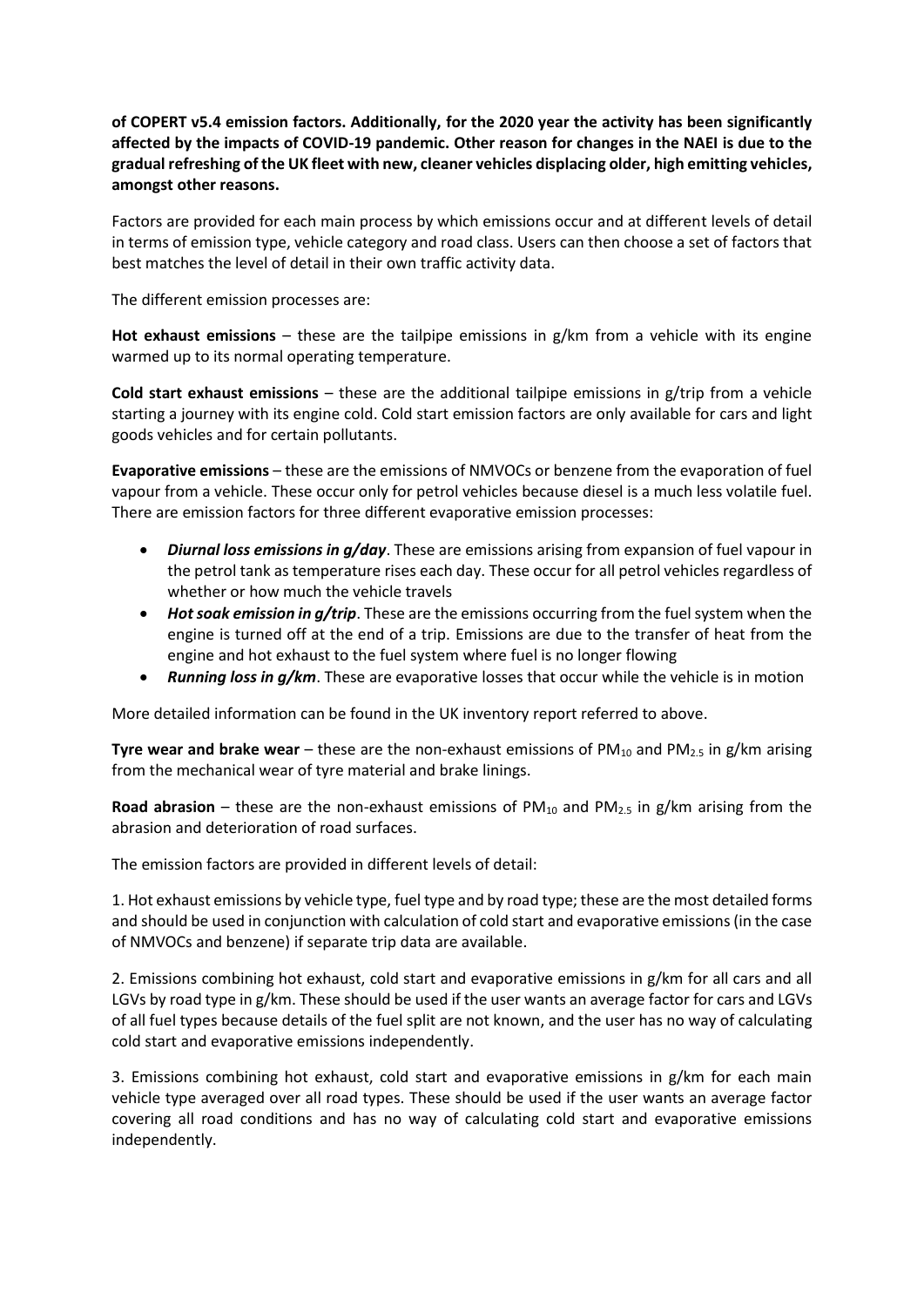**of COPERT v5.4 emission factors. Additionally, for the 2020 year the activity has been significantly affected by the impacts of COVID-19 pandemic. Other reason for changes in the NAEI is due to the gradual refreshing of the UK fleet with new, cleaner vehicles displacing older, high emitting vehicles, amongst other reasons.**

Factors are provided for each main process by which emissions occur and at different levels of detail in terms of emission type, vehicle category and road class. Users can then choose a set of factors that best matches the level of detail in their own traffic activity data.

The different emission processes are:

**Hot exhaust emissions** – these are the tailpipe emissions in g/km from a vehicle with its engine warmed up to its normal operating temperature.

**Cold start exhaust emissions** – these are the additional tailpipe emissions in g/trip from a vehicle starting a journey with its engine cold. Cold start emission factors are only available for cars and light goods vehicles and for certain pollutants.

**Evaporative emissions** – these are the emissions of NMVOCs or benzene from the evaporation of fuel vapour from a vehicle. These occur only for petrol vehicles because diesel is a much less volatile fuel. There are emission factors for three different evaporative emission processes:

- ***Diurnal loss emissions in g/day***. These are emissions arising from expansion of fuel vapour in the petrol tank as temperature rises each day. These occur for all petrol vehicles regardless of whether or how much the vehicle travels
- ***Hot soak emission in g/trip***. These are the emissions occurring from the fuel system when the engine is turned off at the end of a trip. Emissions are due to the transfer of heat from the engine and hot exhaust to the fuel system where fuel is no longer flowing
- ***Running loss in g/km***. These are evaporative losses that occur while the vehicle is in motion

More detailed information can be found in the UK inventory report referred to above.

**Tyre wear and brake wear** – these are the non-exhaust emissions of $PM_{10}$ and $PM_{2.5}$ in g/km arising from the mechanical wear of tyre material and brake linings.

**Road abrasion** – these are the non-exhaust emissions of $PM_{10}$ and $PM_{2.5}$ in g/km arising from the abrasion and deterioration of road surfaces.

The emission factors are provided in different levels of detail:

1. Hot exhaust emissions by vehicle type, fuel type and by road type; these are the most detailed forms and should be used in conjunction with calculation of cold start and evaporative emissions (in the case of NMVOCs and benzene) if separate trip data are available.

2. Emissions combining hot exhaust, cold start and evaporative emissions in g/km for all cars and all LGVs by road type in g/km. These should be used if the user wants an average factor for cars and LGVs of all fuel types because details of the fuel split are not known, and the user has no way of calculating cold start and evaporative emissions independently.

3. Emissions combining hot exhaust, cold start and evaporative emissions in g/km for each main vehicle type averaged over all road types. These should be used if the user wants an average factor covering all road conditions and has no way of calculating cold start and evaporative emissions independently.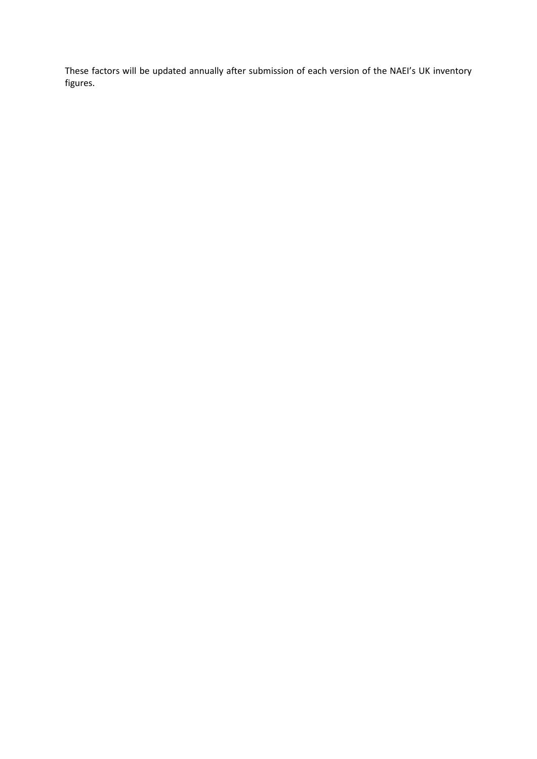These factors will be updated annually after submission of each version of the NAEI's UK inventory figures.